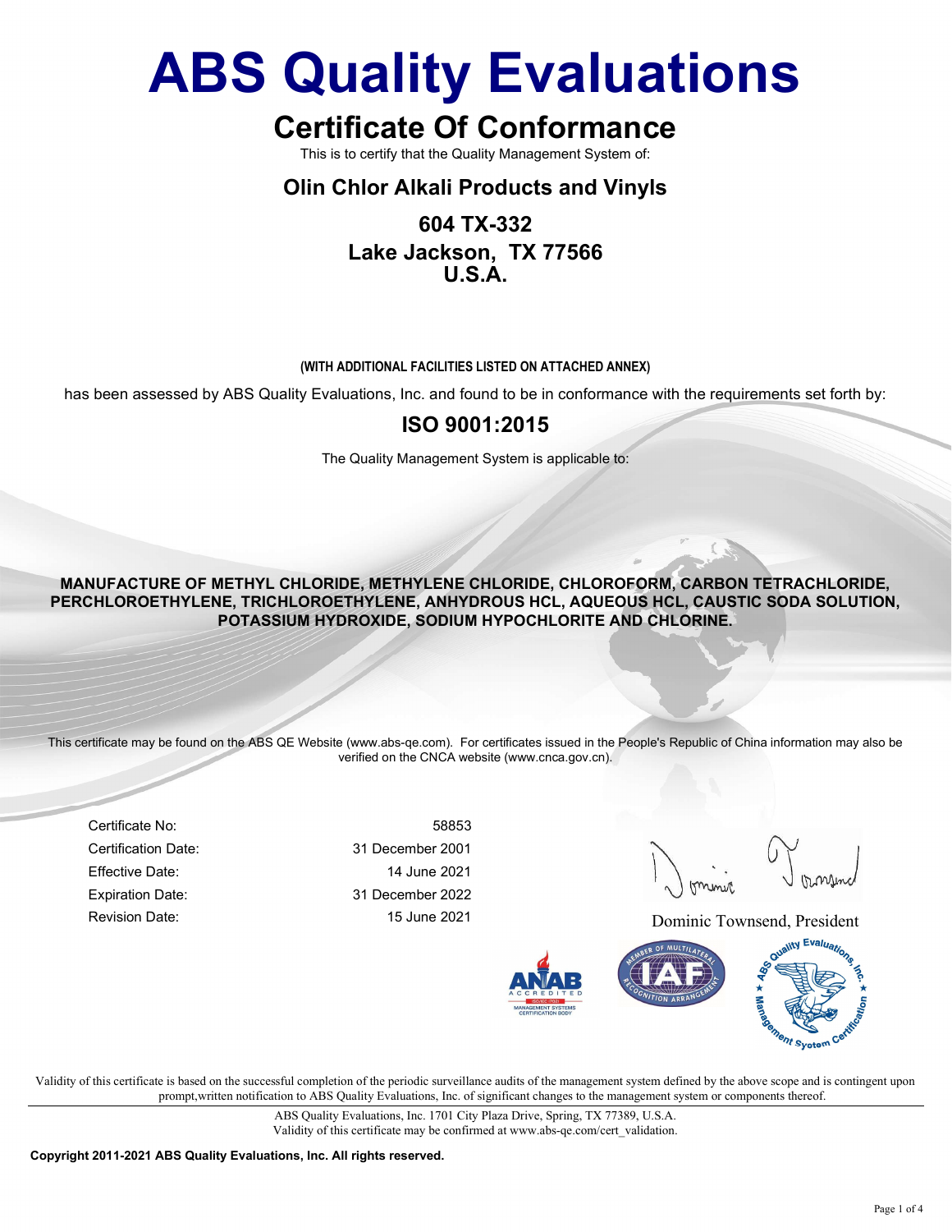# ABS Quality Evaluations

## Certificate Of Conformance

This is to certify that the Quality Management System of:

### Olin Chlor Alkali Products and Vinyls

**604 TX-332**
**Lake Jackson, TX 77566**
**U.S.A.**

**(WITH ADDITIONAL FACILITIES LISTED ON ATTACHED ANNEX)**

has been assessed by ABS Quality Evaluations, Inc. and found to be in conformance with the requirements set forth by:

### ISO 9001:2015

The Quality Management System is applicable to:

**MANUFACTURE OF METHYL CHLORIDE, METHYLENE CHLORIDE, CHLOROFORM, CARBON TETRACHLORIDE, PERCHLOROETHYLENE, TRICHLOROETHYLENE, ANHYDROUS HCL, AQUEOUS HCL, CAUSTIC SODA SOLUTION, POTASSIUM HYDROXIDE, SODIUM HYPOCHLORITE AND CHLORINE.**

This certificate may be found on the ABS QE Website (www.abs-qe.com). For certificates issued in the People's Republic of China information may also be verified on the CNCA website (www.cnca.gov.cn).

| | |
|---|---|
| Certificate No: | 58853 |
| Certification Date: | 31 December 2001 |
| Effective Date: | 14 June 2021 |
| Expiration Date: | 31 December 2022 |
| Revision Date: | 15 June 2021 |

Dominic Townsend, President

Validity of this certificate is based on the successful completion of the periodic surveillance audits of the management system defined by the above scope and is contingent upon prompt,written notification to ABS Quality Evaluations, Inc. of significant changes to the management system or components thereof.

ABS Quality Evaluations, Inc. 1701 City Plaza Drive, Spring, TX 77389, U.S.A.
Validity of this certificate may be confirmed at www.abs-qe.com/cert_validation.

**Copyright 2011-2021 ABS Quality Evaluations, Inc. All rights reserved.**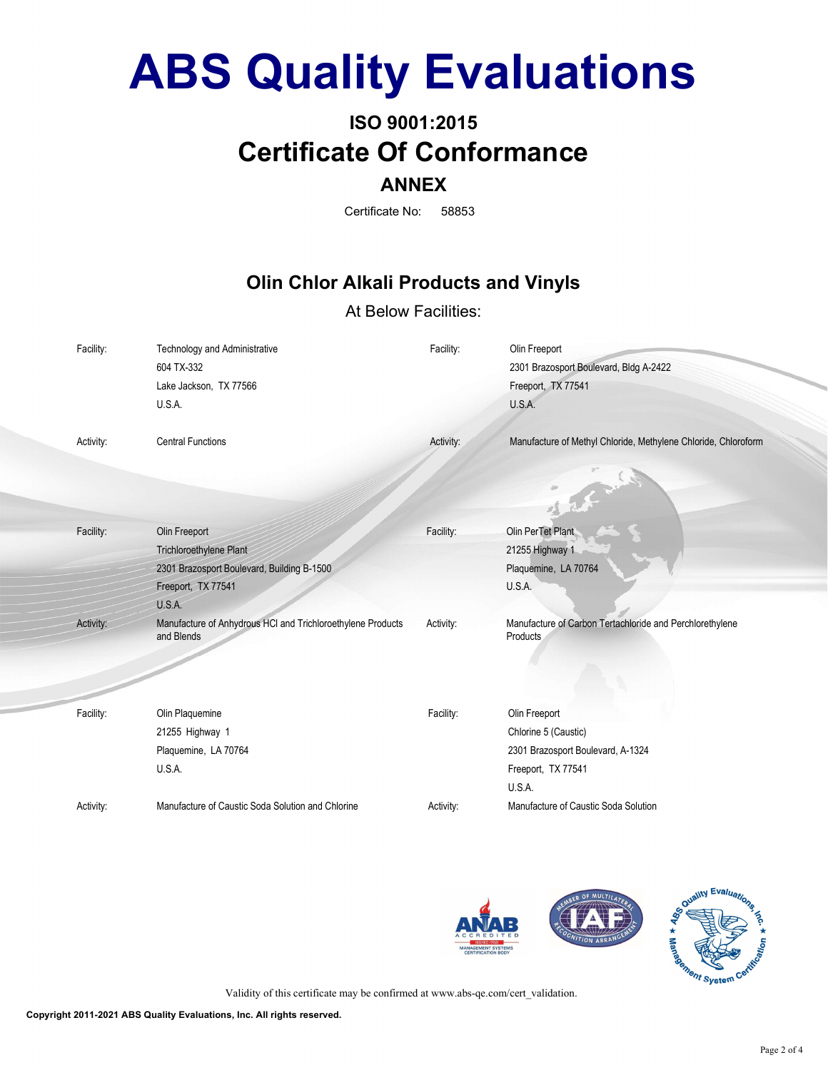# ABS Quality Evaluations

## ISO 9001:2015

## Certificate Of Conformance

### ANNEX

Certificate No: 58853

## Olin Chlor Alkali Products and Vinyls

At Below Facilities:

| | | | |
|---|---|---|---|
| Facility: | Technology and Administrative<br>604 TX-332<br>Lake Jackson, TX 77566<br>U.S.A. | Facility: | Olin Freeport<br>2301 Brazosport Boulevard, Bldg A-2422<br>Freeport, TX 77541<br>U.S.A. |
| Activity: | Central Functions | Activity: | Manufacture of Methyl Chloride, Methylene Chloride, Chloroform |
| Facility: | Olin Freeport<br>Trichloroethylene Plant<br>2301 Brazosport Boulevard, Building B-1500<br>Freeport, TX 77541<br>U.S.A. | Facility: | Olin PerTet Plant<br>21255 Highway 1<br>Plaquemine, LA 70764<br>U.S.A. |
| Activity: | Manufacture of Anhydrous HCl and Trichloroethylene Products and Blends | Activity: | Manufacture of Carbon Tertachloride and Perchlorethylene Products |
| Facility: | Olin Plaquemine<br>21255 Highway 1<br>Plaquemine, LA 70764<br>U.S.A. | Facility: | Olin Freeport<br>Chlorine 5 (Caustic)<br>2301 Brazosport Boulevard, A-1324<br>Freeport, TX 77541<br>U.S.A. |
| Activity: | Manufacture of Caustic Soda Solution and Chlorine | Activity: | Manufacture of Caustic Soda Solution |

Validity of this certificate may be confirmed at www.abs-qe.com/cert_validation.

**Copyright 2011-2021 ABS Quality Evaluations, Inc. All rights reserved.**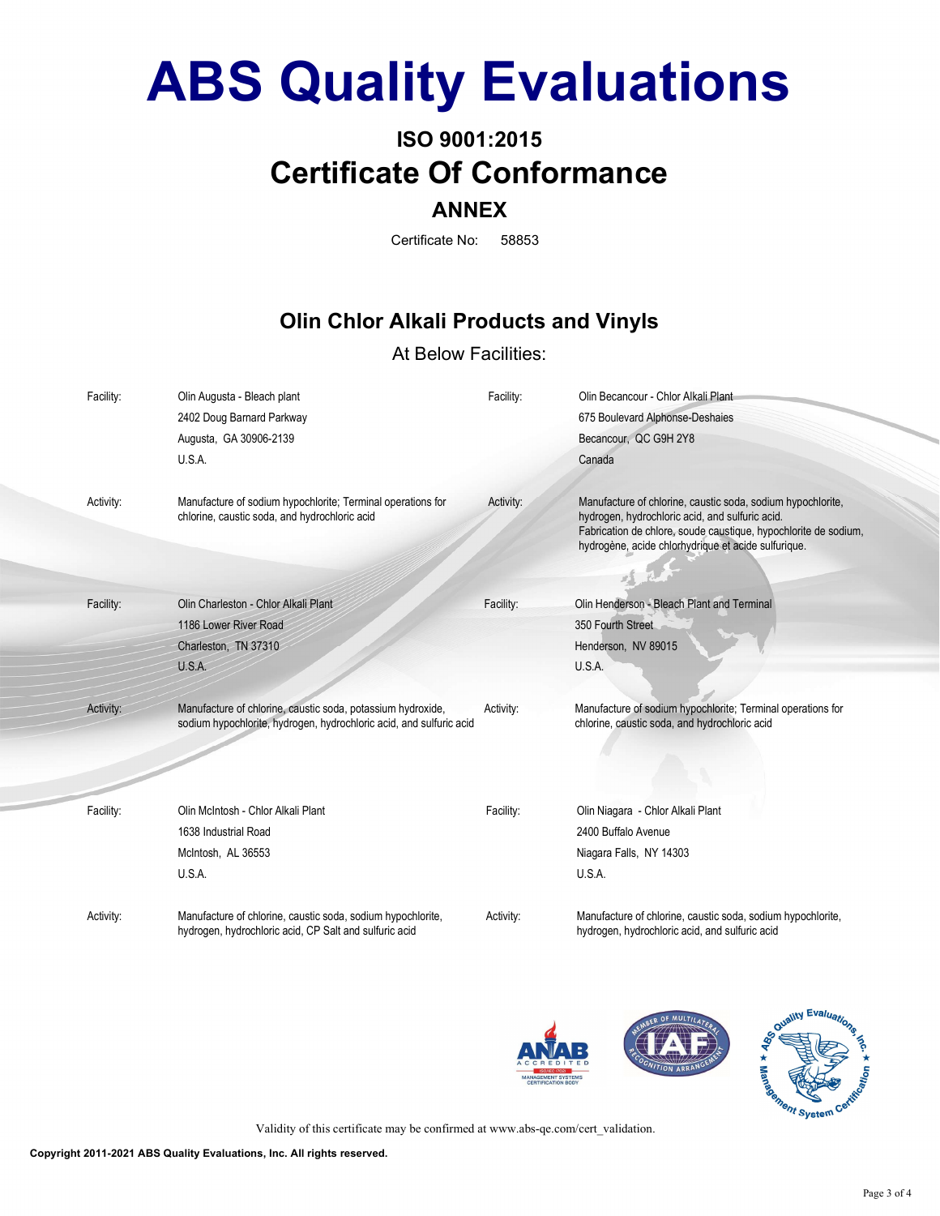# ABS Quality Evaluations

## ISO 9001:2015

## Certificate Of Conformance

### ANNEX

Certificate No: 58853

## Olin Chlor Alkali Products and Vinyls

At Below Facilities:

**Facility:** Olin Augusta - Bleach plant
2402 Doug Barnard Parkway
Augusta, GA 30906-2139
U.S.A.

**Activity:** Manufacture of sodium hypochlorite; Terminal operations for chlorine, caustic soda, and hydrochloric acid

**Facility:** Olin Becancour - Chlor Alkali Plant
675 Boulevard Alphonse-Deshaies
Becancour, QC G9H 2Y8
Canada

**Activity:** Manufacture of chlorine, caustic soda, sodium hypochlorite, hydrogen, hydrochloric acid, and sulfuric acid.
Fabrication de chlore, soude caustique, hypochlorite de sodium, hydrogène, acide chlorhydrique et acide sulfurique.

**Facility:** Olin Charleston - Chlor Alkali Plant
1186 Lower River Road
Charleston, TN 37310
U.S.A.

**Activity:** Manufacture of chlorine, caustic soda, potassium hydroxide, sodium hypochlorite, hydrogen, hydrochloric acid, and sulfuric acid

**Facility:** Olin Henderson - Bleach Plant and Terminal
350 Fourth Street
Henderson, NV 89015
U.S.A.

**Activity:** Manufacture of sodium hypochlorite; Terminal operations for chlorine, caustic soda, and hydrochloric acid

**Facility:** Olin McIntosh - Chlor Alkali Plant
1638 Industrial Road
McIntosh, AL 36553
U.S.A.

**Activity:** Manufacture of chlorine, caustic soda, sodium hypochlorite, hydrogen, hydrochloric acid, CP Salt and sulfuric acid

**Facility:** Olin Niagara - Chlor Alkali Plant
2400 Buffalo Avenue
Niagara Falls, NY 14303
U.S.A.

**Activity:** Manufacture of chlorine, caustic soda, sodium hypochlorite, hydrogen, hydrochloric acid, and sulfuric acid

Validity of this certificate may be confirmed at www.abs-qe.com/cert_validation.

**Copyright 2011-2021 ABS Quality Evaluations, Inc. All rights reserved.**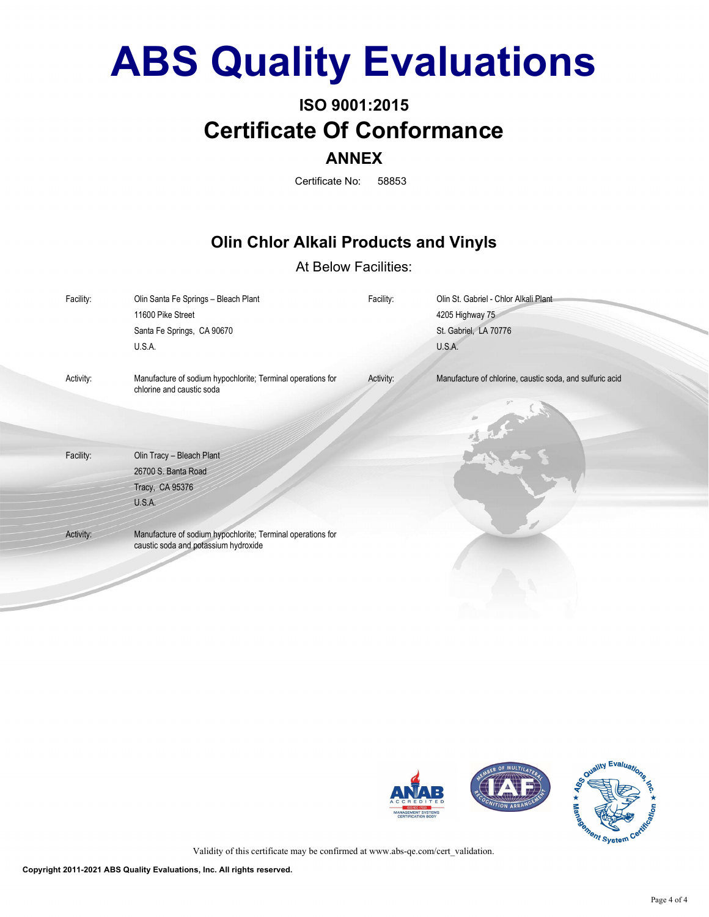# ABS Quality Evaluations

## ISO 9001:2015

## Certificate Of Conformance

### ANNEX

Certificate No: 58853

## Olin Chlor Alkali Products and Vinyls

At Below Facilities:

| | | | |
|---|---|---|---|
| Facility: | Olin Santa Fe Springs – Bleach Plant<br>11600 Pike Street<br>Santa Fe Springs, CA 90670<br>U.S.A. | Facility: | Olin St. Gabriel - Chlor Alkali Plant<br>4205 Highway 75<br>St. Gabriel, LA 70776<br>U.S.A. |
| Activity: | Manufacture of sodium hypochlorite; Terminal operations for chlorine and caustic soda | Activity: | Manufacture of chlorine, caustic soda, and sulfuric acid |
| Facility: | Olin Tracy – Bleach Plant<br>26700 S. Banta Road<br>Tracy, CA 95376<br>U.S.A. | | |
| Activity: | Manufacture of sodium hypochlorite; Terminal operations for caustic soda and potassium hydroxide | | |

Validity of this certificate may be confirmed at www.abs-qe.com/cert_validation.

**Copyright 2011-2021 ABS Quality Evaluations, Inc. All rights reserved.**